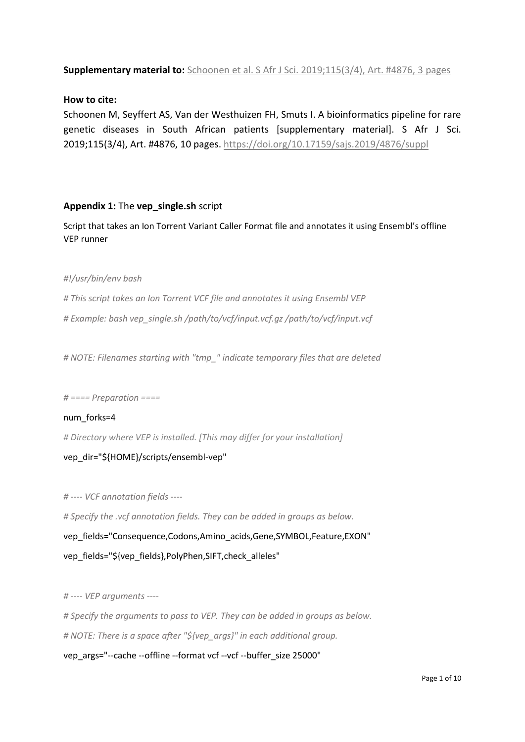**Supplementary material to:** Schoonen et al. S Afr J Sci. 2019;115(3/4), Art. #4876, 3 pages

**How to cite:**

Schoonen M, Seyffert AS, Van der Westhuizen FH, Smuts I. A bioinformatics pipeline for rare genetic diseases in South African patients [supplementary material]. S Afr J Sci. 2019;115(3/4), Art. #4876, 10 pages. https://doi.org/10.17159/sajs.2019/4876/suppl

**Appendix 1:** The **vep_single.sh** script

Script that takes an Ion Torrent Variant Caller Format file and annotates it using Ensembl's offline VEP runner

```
#!/usr/bin/env bash

# This script takes an Ion Torrent VCF file and annotates it using Ensembl VEP

# Example: bash vep_single.sh /path/to/vcf/input.vcf.gz /path/to/vcf/input.vcf


# NOTE: Filenames starting with "tmp_" indicate temporary files that are deleted


# ==== Preparation ====

num_forks=4

# Directory where VEP is installed. [This may differ for your installation]

vep_dir="${HOME}/scripts/ensembl-vep"


# ---- VCF annotation fields ----

# Specify the .vcf annotation fields. They can be added in groups as below.

vep_fields="Consequence,Codons,Amino_acids,Gene,SYMBOL,Feature,EXON"

vep_fields="${vep_fields},PolyPhen,SIFT,check_alleles"


# ---- VEP arguments ----

# Specify the arguments to pass to VEP. They can be added in groups as below.

# NOTE: There is a space after "${vep_args}" in each additional group.

vep_args="--cache --offline --format vcf --vcf --buffer_size 25000"
```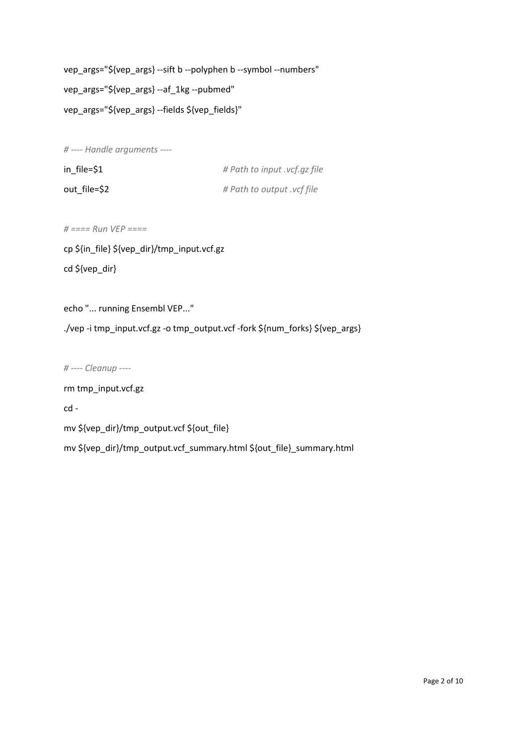```
vep_args="${vep_args} --sift b --polyphen b --symbol --numbers"
vep_args="${vep_args} --af_1kg --pubmed"
vep_args="${vep_args} --fields ${vep_fields}"

# ---- Handle arguments ----
in_file=$1                    # Path to input .vcf.gz file
out_file=$2                   # Path to output .vcf file

# ==== Run VEP ====
cp ${in_file} ${vep_dir}/tmp_input.vcf.gz
cd ${vep_dir}

echo "... running Ensembl VEP..."
./vep -i tmp_input.vcf.gz -o tmp_output.vcf -fork ${num_forks} ${vep_args}

# ---- Cleanup ----
rm tmp_input.vcf.gz
cd -
mv ${vep_dir}/tmp_output.vcf ${out_file}
mv ${vep_dir}/tmp_output.vcf_summary.html ${out_file}_summary.html
```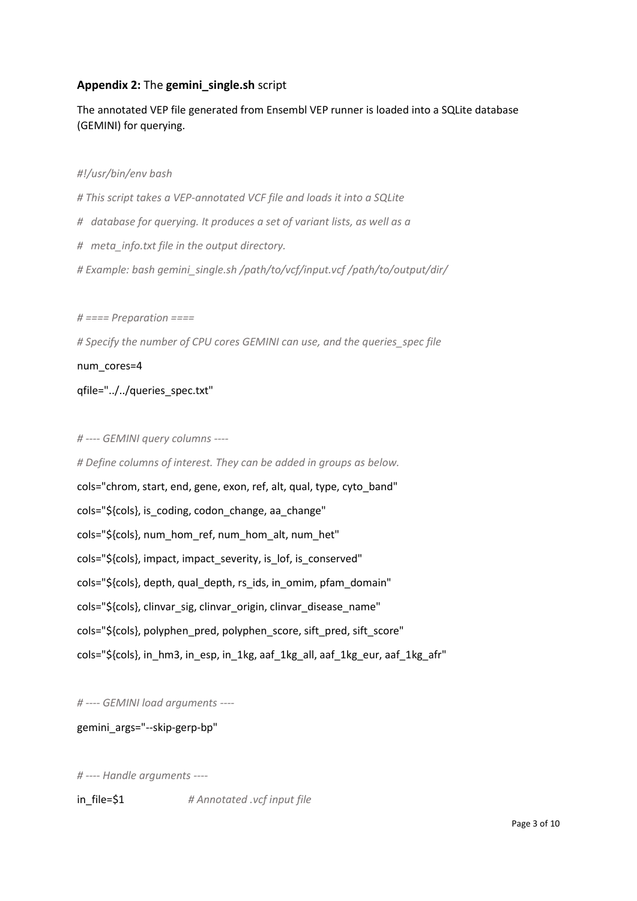**Appendix 2:** The **gemini_single.sh** script

The annotated VEP file generated from Ensembl VEP runner is loaded into a SQLite database (GEMINI) for querying.

```
#!/usr/bin/env bash

# This script takes a VEP-annotated VCF file and loads it into a SQLite
#   database for querying. It produces a set of variant lists, as well as a
#   meta_info.txt file in the output directory.
# Example: bash gemini_single.sh /path/to/vcf/input.vcf /path/to/output/dir/

# ==== Preparation ====
# Specify the number of CPU cores GEMINI can use, and the queries_spec file
num_cores=4
qfile="../../queries_spec.txt"

# ---- GEMINI query columns ----
# Define columns of interest. They can be added in groups as below.
cols="chrom, start, end, gene, exon, ref, alt, qual, type, cyto_band"
cols="${cols}, is_coding, codon_change, aa_change"
cols="${cols}, num_hom_ref, num_hom_alt, num_het"
cols="${cols}, impact, impact_severity, is_lof, is_conserved"
cols="${cols}, depth, qual_depth, rs_ids, in_omim, pfam_domain"
cols="${cols}, clinvar_sig, clinvar_origin, clinvar_disease_name"
cols="${cols}, polyphen_pred, polyphen_score, sift_pred, sift_score"
cols="${cols}, in_hm3, in_esp, in_1kg, aaf_1kg_all, aaf_1kg_eur, aaf_1kg_afr"

# ---- GEMINI load arguments ----
gemini_args="--skip-gerp-bp"

# ---- Handle arguments ----
in_file=$1          # Annotated .vcf input file
```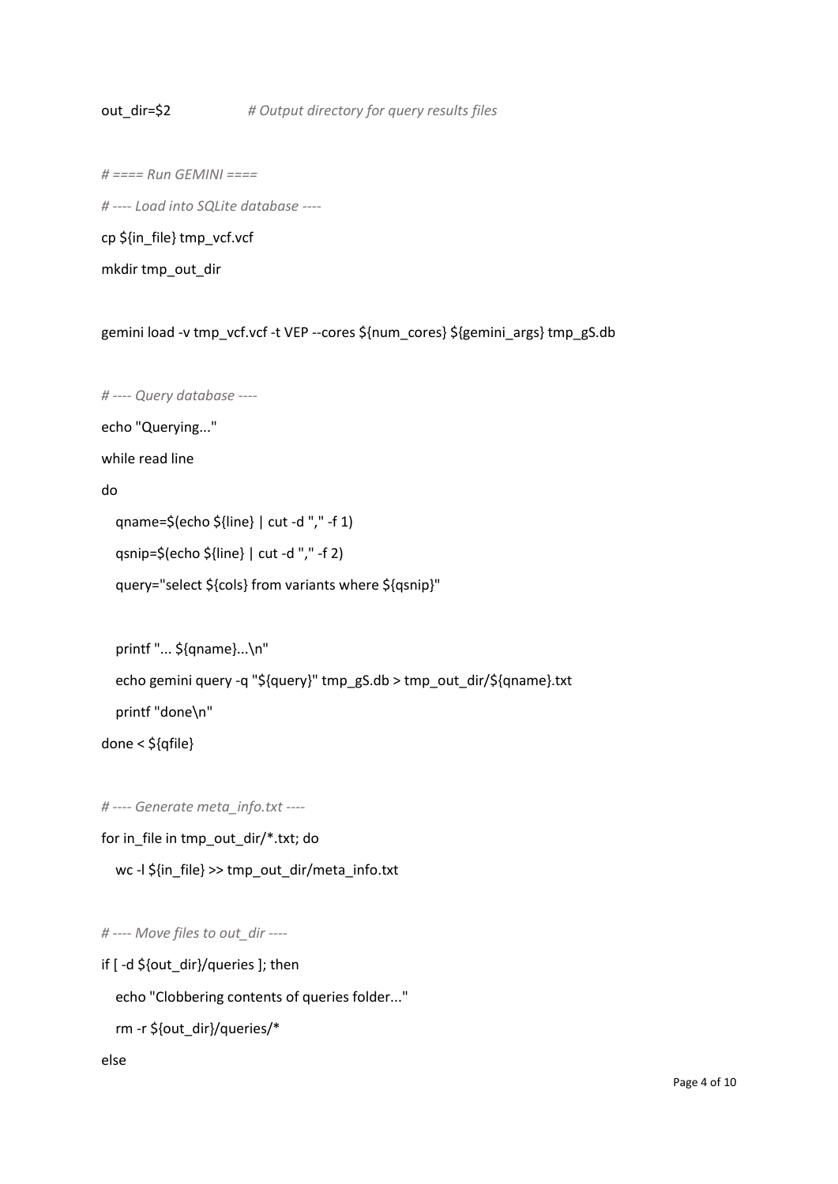```
out_dir=$2              # Output directory for query results files

# ==== Run GEMINI ====
# ---- Load into SQLite database ----
cp ${in_file} tmp_vcf.vcf
mkdir tmp_out_dir

gemini load -v tmp_vcf.vcf -t VEP --cores ${num_cores} ${gemini_args} tmp_gS.db

# ---- Query database ----
echo "Querying..."
while read line
do
   qname=$(echo ${line} | cut -d "," -f 1)
   qsnip=$(echo ${line} | cut -d "," -f 2)
   query="select ${cols} from variants where ${qsnip}"

   printf "... ${qname}...\n"
   echo gemini query -q "${query}" tmp_gS.db > tmp_out_dir/${qname}.txt
   printf "done\n"
done < ${qfile}

# ---- Generate meta_info.txt ----
for in_file in tmp_out_dir/*.txt; do
   wc -l ${in_file} >> tmp_out_dir/meta_info.txt

# ---- Move files to out_dir ----
if [ -d ${out_dir}/queries ]; then
   echo "Clobbering contents of queries folder..."
   rm -r ${out_dir}/queries/*
else
```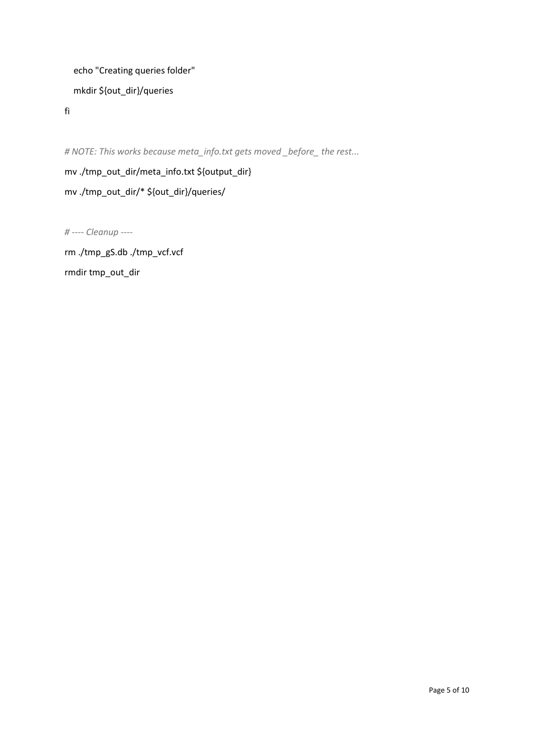```
    echo "Creating queries folder"
    mkdir ${out_dir}/queries
fi

# NOTE: This works because meta_info.txt gets moved _before_ the rest...
mv ./tmp_out_dir/meta_info.txt ${output_dir}
mv ./tmp_out_dir/* ${out_dir}/queries/

# ---- Cleanup ----
rm ./tmp_gS.db ./tmp_vcf.vcf
rmdir tmp_out_dir
```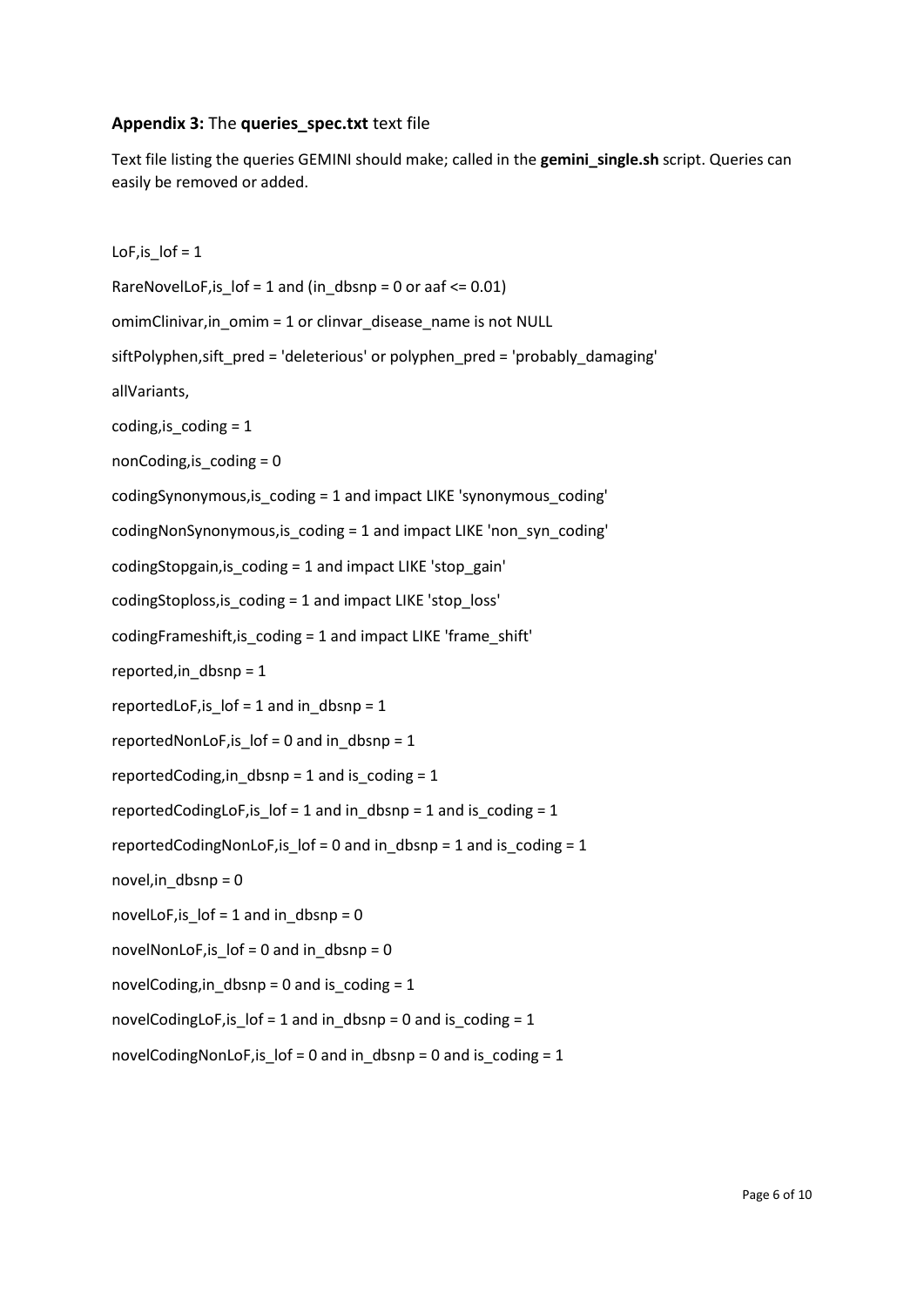**Appendix 3:** The **queries_spec.txt** text file

Text file listing the queries GEMINI should make; called in the **gemini_single.sh** script. Queries can easily be removed or added.

```
LoF,is_lof = 1
RareNovelLoF,is_lof = 1 and (in_dbsnp = 0 or aaf <= 0.01)
omimClinivar,in_omim = 1 or clinvar_disease_name is not NULL
siftPolyphen,sift_pred = 'deleterious' or polyphen_pred = 'probably_damaging'
allVariants,
coding,is_coding = 1
nonCoding,is_coding = 0
codingSynonymous,is_coding = 1 and impact LIKE 'synonymous_coding'
codingNonSynonymous,is_coding = 1 and impact LIKE 'non_syn_coding'
codingStopgain,is_coding = 1 and impact LIKE 'stop_gain'
codingStoploss,is_coding = 1 and impact LIKE 'stop_loss'
codingFrameshift,is_coding = 1 and impact LIKE 'frame_shift'
reported,in_dbsnp = 1
reportedLoF,is_lof = 1 and in_dbsnp = 1
reportedNonLoF,is_lof = 0 and in_dbsnp = 1
reportedCoding,in_dbsnp = 1 and is_coding = 1
reportedCodingLoF,is_lof = 1 and in_dbsnp = 1 and is_coding = 1
reportedCodingNonLoF,is_lof = 0 and in_dbsnp = 1 and is_coding = 1
novel,in_dbsnp = 0
novelLoF,is_lof = 1 and in_dbsnp = 0
novelNonLoF,is_lof = 0 and in_dbsnp = 0
novelCoding,in_dbsnp = 0 and is_coding = 1
novelCodingLoF,is_lof = 1 and in_dbsnp = 0 and is_coding = 1
novelCodingNonLoF,is_lof = 0 and in_dbsnp = 0 and is_coding = 1
```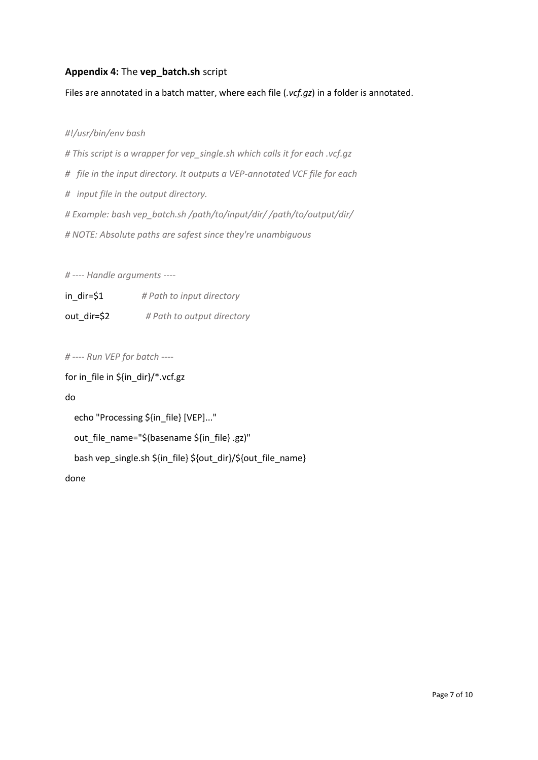**Appendix 4:** The **vep_batch.sh** script

Files are annotated in a batch matter, where each file (*.vcf.gz*) in a folder is annotated.

```
#!/usr/bin/env bash
# This script is a wrapper for vep_single.sh which calls it for each .vcf.gz
#   file in the input directory. It outputs a VEP-annotated VCF file for each
#   input file in the output directory.
# Example: bash vep_batch.sh /path/to/input/dir/ /path/to/output/dir/
# NOTE: Absolute paths are safest since they're unambiguous

# ---- Handle arguments ----
in_dir=$1           # Path to input directory
out_dir=$2           # Path to output directory

# ---- Run VEP for batch ----
for in_file in ${in_dir}/*.vcf.gz
do
   echo "Processing ${in_file} [VEP]..."
   out_file_name="$(basename ${in_file} .gz)"
   bash vep_single.sh ${in_file} ${out_dir}/${out_file_name}
done
```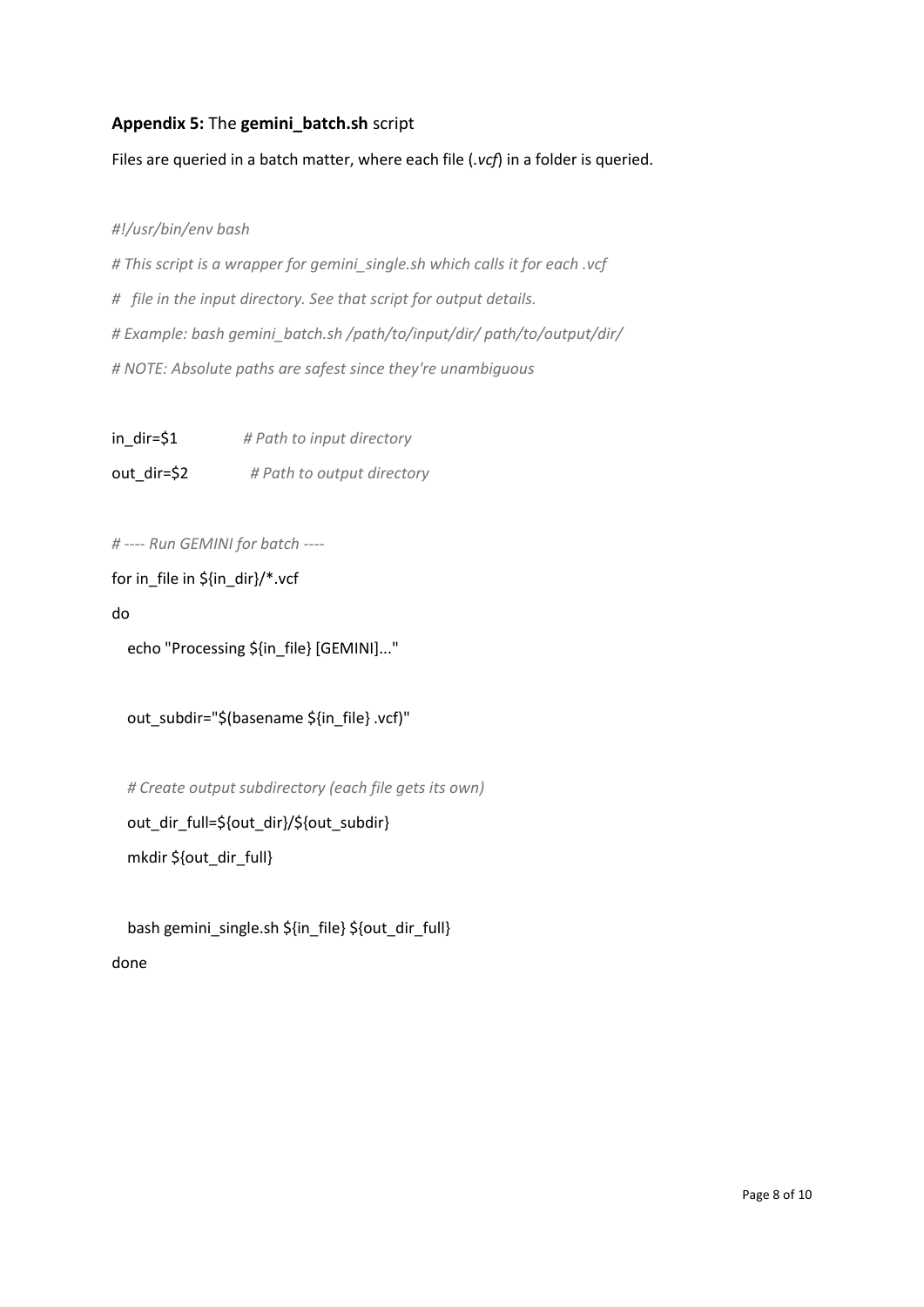**Appendix 5:** The **gemini_batch.sh** script

Files are queried in a batch matter, where each file (*.vcf*) in a folder is queried.

```
#!/usr/bin/env bash

# This script is a wrapper for gemini_single.sh which calls it for each .vcf

#   file in the input directory. See that script for output details.

# Example: bash gemini_batch.sh /path/to/input/dir/ path/to/output/dir/

# NOTE: Absolute paths are safest since they're unambiguous

in_dir=$1           # Path to input directory

out_dir=$2           # Path to output directory

# ---- Run GEMINI for batch ----

for in_file in ${in_dir}/*.vcf

do

   echo "Processing ${in_file} [GEMINI]..."

   out_subdir="$(basename ${in_file} .vcf)"

   # Create output subdirectory (each file gets its own)

   out_dir_full=${out_dir}/${out_subdir}

   mkdir ${out_dir_full}

   bash gemini_single.sh ${in_file} ${out_dir_full}

done
```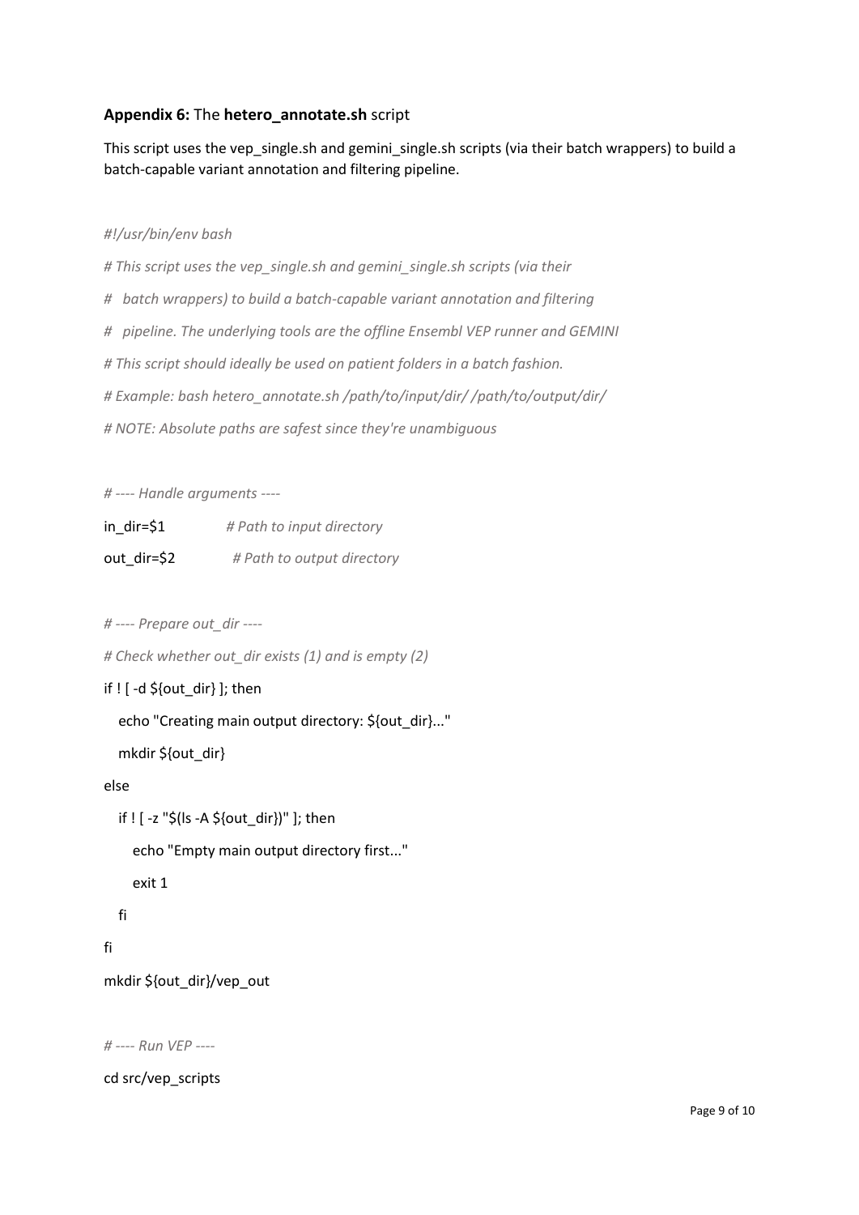**Appendix 6:** The **hetero_annotate.sh** script

This script uses the vep_single.sh and gemini_single.sh scripts (via their batch wrappers) to build a batch-capable variant annotation and filtering pipeline.

```
#!/usr/bin/env bash

# This script uses the vep_single.sh and gemini_single.sh scripts (via their
#   batch wrappers) to build a batch-capable variant annotation and filtering
#   pipeline. The underlying tools are the offline Ensembl VEP runner and GEMINI
# This script should ideally be used on patient folders in a batch fashion.
# Example: bash hetero_annotate.sh /path/to/input/dir/ /path/to/output/dir/
# NOTE: Absolute paths are safest since they're unambiguous

# ---- Handle arguments ----
in_dir=$1          # Path to input directory
out_dir=$2          # Path to output directory

# ---- Prepare out_dir ----
# Check whether out_dir exists (1) and is empty (2)
if ! [ -d ${out_dir} ]; then
  echo "Creating main output directory: ${out_dir}..."
  mkdir ${out_dir}
else
  if ! [ -z "$(ls -A ${out_dir})" ]; then
    echo "Empty main output directory first..."
    exit 1
  fi
fi
mkdir ${out_dir}/vep_out

# ---- Run VEP ----
cd src/vep_scripts
```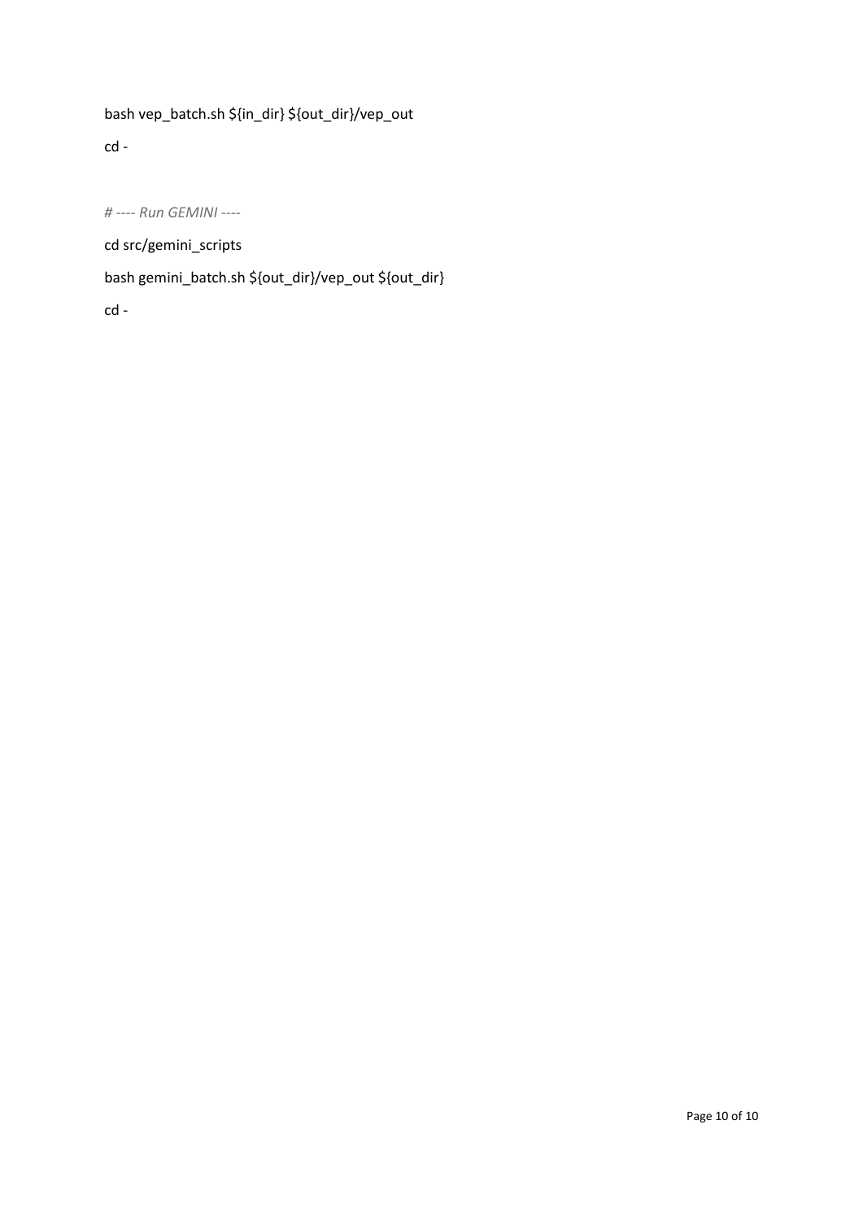```
bash vep_batch.sh ${in_dir} ${out_dir}/vep_out

cd -

# ---- Run GEMINI ----

cd src/gemini_scripts

bash gemini_batch.sh ${out_dir}/vep_out ${out_dir}

cd -
```